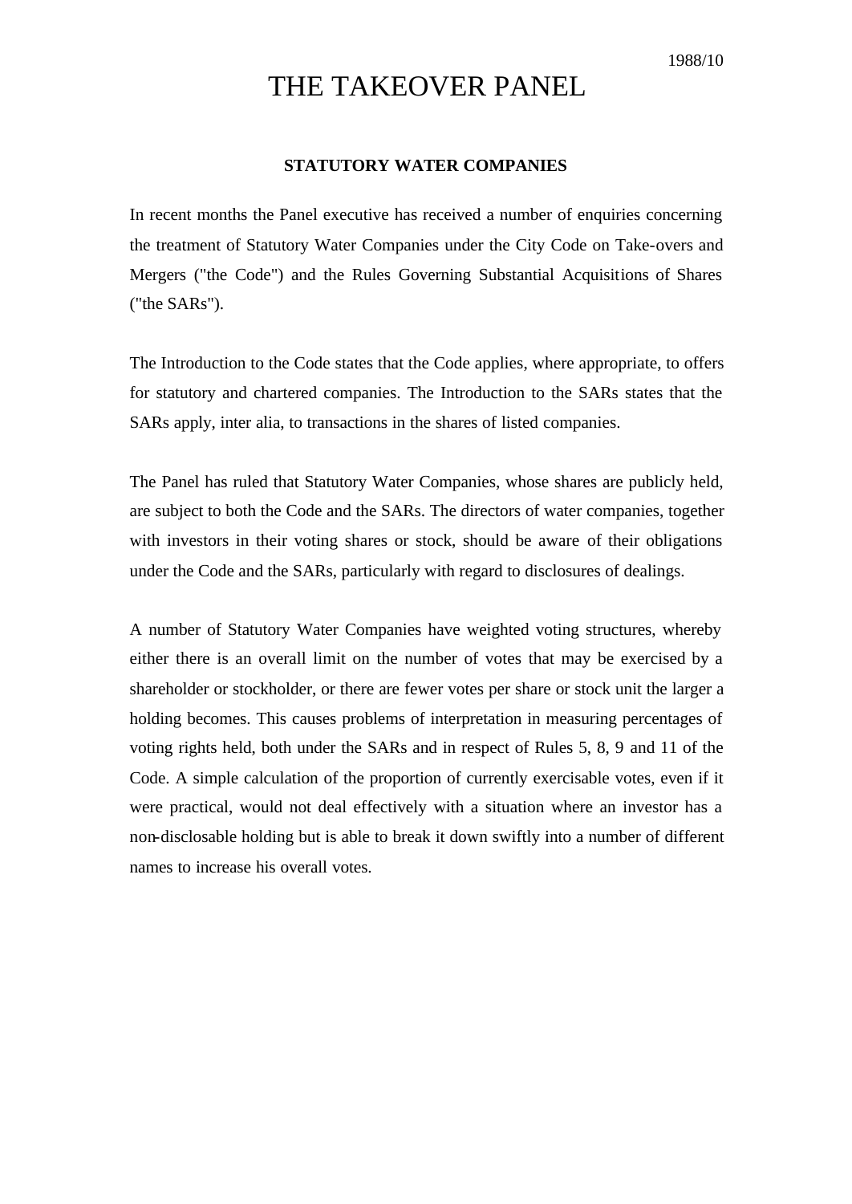1988/10

# THE TAKEOVER PANEL

## STATUTORY WATER COMPANIES

In recent months the Panel executive has received a number of enquiries concerning the treatment of Statutory Water Companies under the City Code on Take-overs and Mergers ("the Code") and the Rules Governing Substantial Acquisitions of Shares ("the SARs").

The Introduction to the Code states that the Code applies, where appropriate, to offers for statutory and chartered companies. The Introduction to the SARs states that the SARs apply, inter alia, to transactions in the shares of listed companies.

The Panel has ruled that Statutory Water Companies, whose shares are publicly held, are subject to both the Code and the SARs. The directors of water companies, together with investors in their voting shares or stock, should be aware of their obligations under the Code and the SARs, particularly with regard to disclosures of dealings.

A number of Statutory Water Companies have weighted voting structures, whereby either there is an overall limit on the number of votes that may be exercised by a shareholder or stockholder, or there are fewer votes per share or stock unit the larger a holding becomes. This causes problems of interpretation in measuring percentages of voting rights held, both under the SARs and in respect of Rules 5, 8, 9 and 11 of the Code. A simple calculation of the proportion of currently exercisable votes, even if it were practical, would not deal effectively with a situation where an investor has a non-disclosable holding but is able to break it down swiftly into a number of different names to increase his overall votes.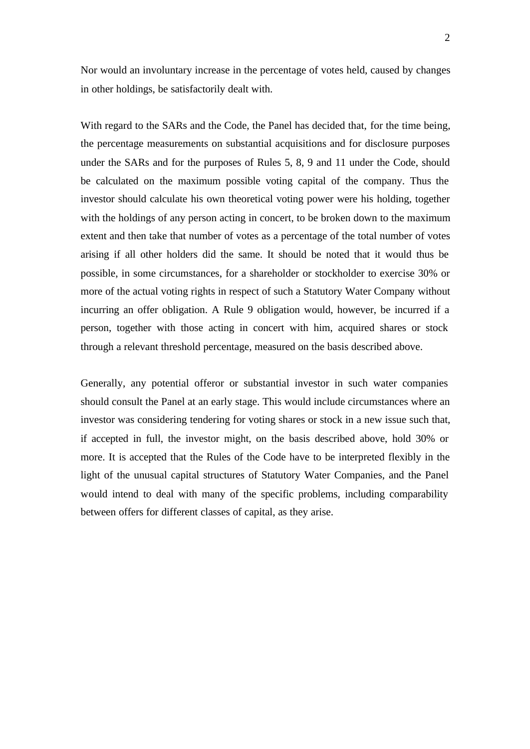Nor would an involuntary increase in the percentage of votes held, caused by changes in other holdings, be satisfactorily dealt with.

With regard to the SARs and the Code, the Panel has decided that, for the time being, the percentage measurements on substantial acquisitions and for disclosure purposes under the SARs and for the purposes of Rules 5, 8, 9 and 11 under the Code, should be calculated on the maximum possible voting capital of the company. Thus the investor should calculate his own theoretical voting power were his holding, together with the holdings of any person acting in concert, to be broken down to the maximum extent and then take that number of votes as a percentage of the total number of votes arising if all other holders did the same. It should be noted that it would thus be possible, in some circumstances, for a shareholder or stockholder to exercise 30% or more of the actual voting rights in respect of such a Statutory Water Company without incurring an offer obligation. A Rule 9 obligation would, however, be incurred if a person, together with those acting in concert with him, acquired shares or stock through a relevant threshold percentage, measured on the basis described above.

Generally, any potential offeror or substantial investor in such water companies should consult the Panel at an early stage. This would include circumstances where an investor was considering tendering for voting shares or stock in a new issue such that, if accepted in full, the investor might, on the basis described above, hold 30% or more. It is accepted that the Rules of the Code have to be interpreted flexibly in the light of the unusual capital structures of Statutory Water Companies, and the Panel would intend to deal with many of the specific problems, including comparability between offers for different classes of capital, as they arise.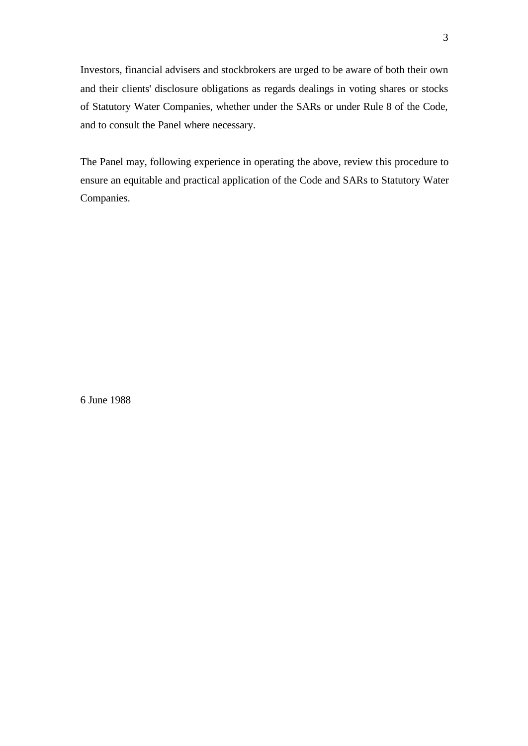Investors, financial advisers and stockbrokers are urged to be aware of both their own and their clients' disclosure obligations as regards dealings in voting shares or stocks of Statutory Water Companies, whether under the SARs or under Rule 8 of the Code, and to consult the Panel where necessary.

The Panel may, following experience in operating the above, review this procedure to ensure an equitable and practical application of the Code and SARs to Statutory Water Companies.

6 June 1988